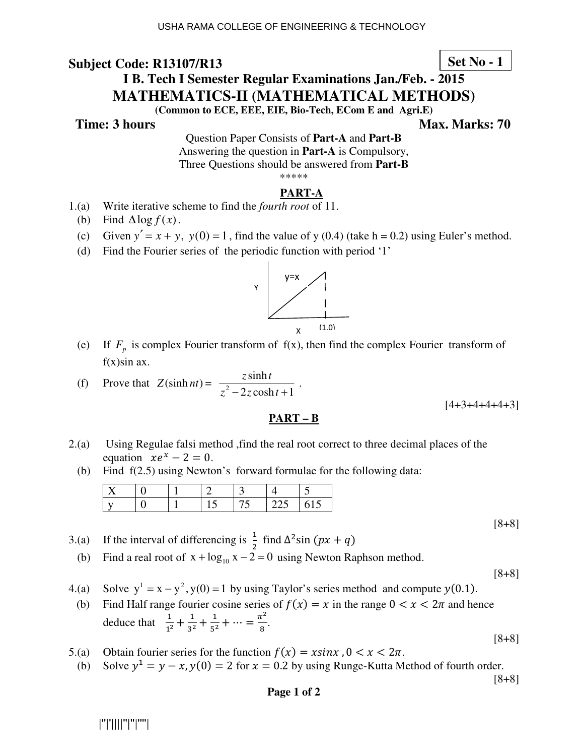USHA RAMA COLLEGE OF ENGINEERING & TECHNOLOGY

**Subject Code: R13107/R13** **Set No - 1**

## I B. Tech I Semester Regular Examinations Jan./Feb. - 2015

## MATHEMATICS-II (MATHEMATICAL METHODS)

**(Common to ECE, EEE, EIE, Bio-Tech, ECom E and Agri.E)**

**Time: 3 hours** **Max. Marks: 70**

Question Paper Consists of **Part-A** and **Part-B**
Answering the question in **Part-A** is Compulsory,
Three Questions should be answered from **Part-B**

*****

### PART-A

1.(a) Write iterative scheme to find the *fourth root* of 11.

(b) Find $\Delta \log f(x)$.

(c) Given $y' = x + y,\ y(0) = 1$, find the value of y (0.4) (take h = 0.2) using Euler's method.

(d) Find the Fourier series of the periodic function with period '1'

(Figure: graph of y=x from origin to (1,0) on X axis, Y axis)

(e) If $F_p$ is complex Fourier transform of f(x), then find the complex Fourier transform of f(x)sin ax.

(f) Prove that $Z(\sinh nt) = \dfrac{z \sinh t}{z^2 - 2z \cosh t + 1}$.

[4+3+4+4+4+3]

### PART – B

2.(a) Using Regulae falsi method ,find the real root correct to three decimal places of the equation $xe^x - 2 = 0$.

(b) Find f(2.5) using Newton's forward formulae for the following data:

| X | 0 | 1 | 2 | 3 | 4 | 5 |
|---|---|---|---|---|---|---|
| y | 0 | 1 | 15 | 75 | 225 | 615 |

[8+8]

3.(a) If the interval of differencing is $\frac{1}{2}$ find $\Delta^2 \sin(px + q)$

(b) Find a real root of $x + \log_{10} x - 2 = 0$ using Newton Raphson method.

[8+8]

4.(a) Solve $y^1 = x - y^2, y(0) = 1$ by using Taylor's series method and compute $y(0.1)$.

(b) Find Half range fourier cosine series of $f(x) = x$ in the range $0 < x < 2\pi$ and hence deduce that $\frac{1}{1^2} + \frac{1}{3^2} + \frac{1}{5^2} + \cdots = \frac{\pi^2}{8}$.

[8+8]

5.(a) Obtain fourier series for the function $f(x) = x\sin x\ , 0 < x < 2\pi$.

(b) Solve $y^1 = y - x, y(0) = 2$ for $x = 0.2$ by using Runge-Kutta Method of fourth order.

[8+8]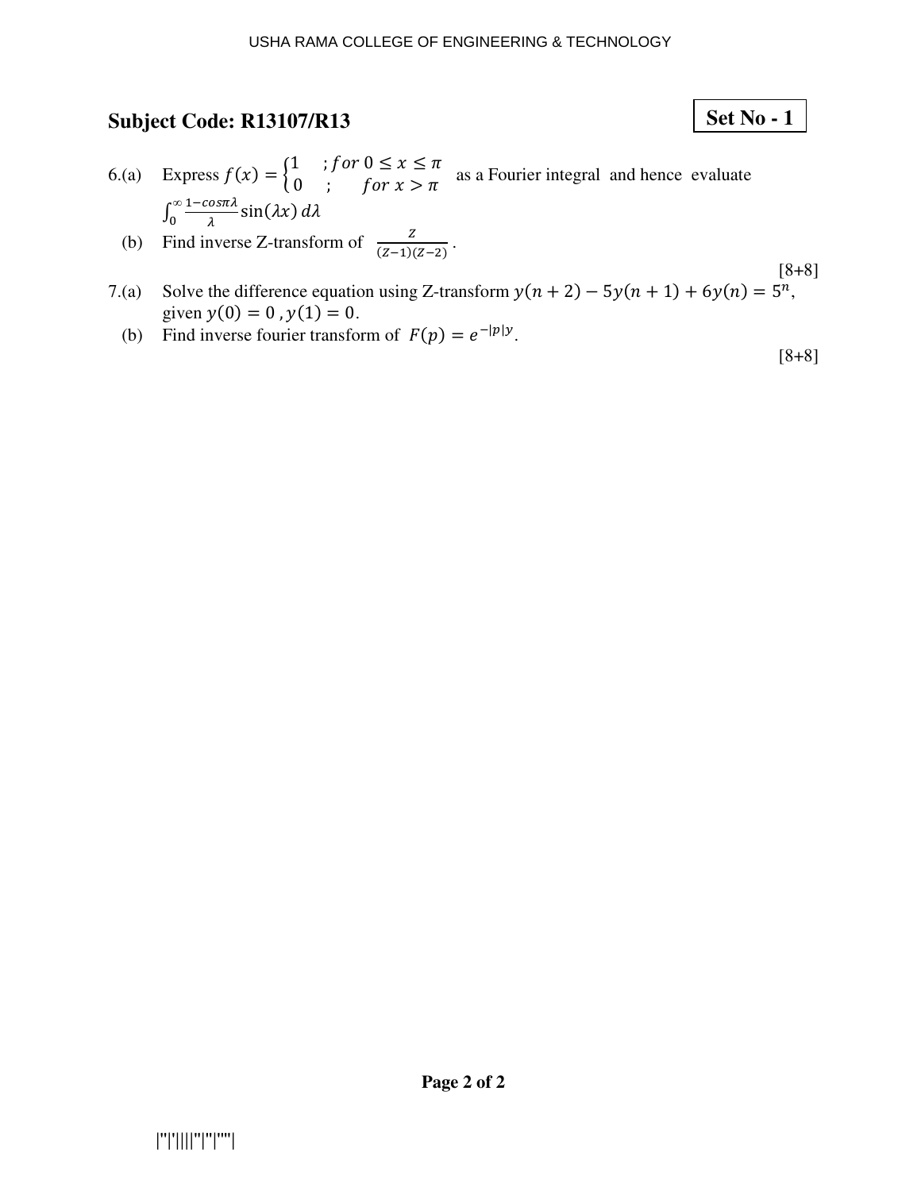## Subject Code: R13107/R13

**Set No - 1**

6.(a) Express $f(x) = \begin{cases} 1 & ; for\ 0 \leq x \leq \pi \\ 0 & ; \quad for\ x > \pi \end{cases}$ as a Fourier integral and hence evaluate $\int_0^\infty \frac{1-cos\pi\lambda}{\lambda} \sin(\lambda x)\, d\lambda$

(b) Find inverse Z-transform of $\frac{Z}{(Z-1)(Z-2)}$.

[8+8]

7.(a) Solve the difference equation using Z-transform $y(n+2) - 5y(n+1) + 6y(n) = 5^n$, given $y(0) = 0\,, y(1) = 0$.

(b) Find inverse fourier transform of $F(p) = e^{-|p|y}$.

[8+8]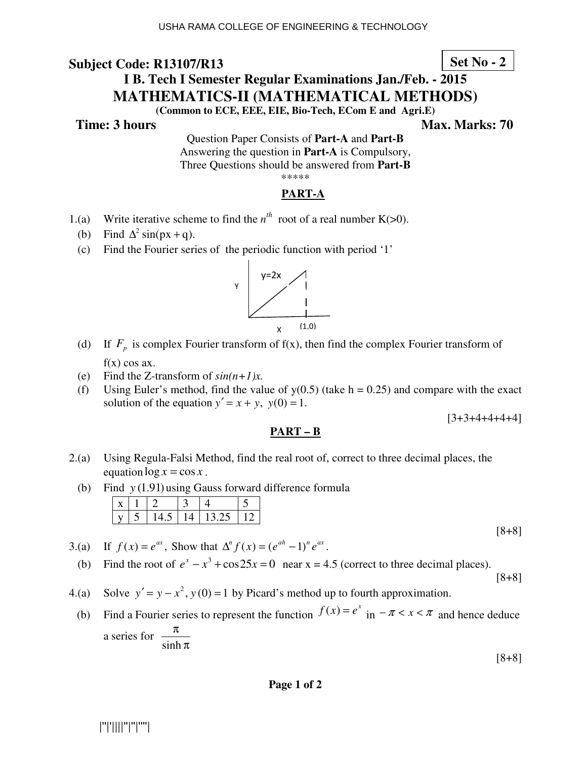USHA RAMA COLLEGE OF ENGINEERING & TECHNOLOGY

**Subject Code: R13107/R13** **Set No - 2**

## I B. Tech I Semester Regular Examinations Jan./Feb. - 2015

# MATHEMATICS-II (MATHEMATICAL METHODS)

**(Common to ECE, EEE, EIE, Bio-Tech, ECom E and Agri.E)**

**Time: 3 hours** **Max. Marks: 70**

Question Paper Consists of **Part-A** and **Part-B**
Answering the question in **Part-A** is Compulsory,
Three Questions should be answered from **Part-B**

\*\*\*\*\*

## PART-A

1.(a) Write iterative scheme to find the $n^{th}$ root of a real number K(>0).

(b) Find $\Delta^2 \sin(px+q)$.

(c) Find the Fourier series of the periodic function with period '1'

y=2x

Y

X (1,0)

(d) If $F_p$ is complex Fourier transform of f(x), then find the complex Fourier transform of f(x) cos ax.

(e) Find the Z-transform of *sin(n+1)x.*

(f) Using Euler's method, find the value of y(0.5) (take h = 0.25) and compare with the exact solution of the equation $y' = x + y,\ y(0) = 1$.

[3+3+4+4+4+4]

## PART – B

2.(a) Using Regula-Falsi Method, find the real root of, correct to three decimal places, the equation $\log x = \cos x$.

(b) Find $y(1.91)$ using Gauss forward difference formula

| x | 1 | 2 | 3 | 4 | 5 |
|---|---|---|---|---|---|
| y | 5 | 14.5 | 14 | 13.25 | 12 |

[8+8]

3.(a) If $f(x) = e^{ax}$, Show that $\Delta^n f(x) = (e^{ah}-1)^n e^{ax}$.

(b) Find the root of $e^x - x^3 + \cos 25x = 0$ near x = 4.5 (correct to three decimal places).

[8+8]

4.(a) Solve $y' = y - x^2,\ y(0) = 1$ by Picard's method up to fourth approximation.

(b) Find a Fourier series to represent the function $f(x) = e^x$ in $-\pi < x < \pi$ and hence deduce a series for $\dfrac{\pi}{\sinh \pi}$

[8+8]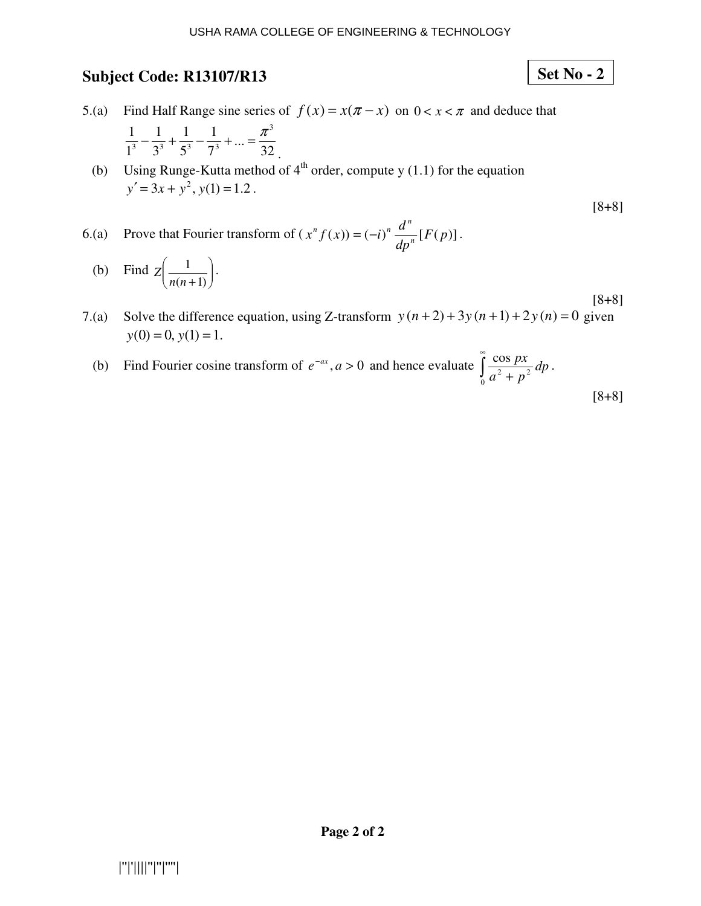**Subject Code: R13107/R13**

**Set No - 2**

5.(a) Find Half Range sine series of $f(x) = x(\pi - x)$ on $0 < x < \pi$ and deduce that $\frac{1}{1^3} - \frac{1}{3^3} + \frac{1}{5^3} - \frac{1}{7^3} + ... = \frac{\pi^3}{32}$.

(b) Using Runge-Kutta method of 4th order, compute y (1.1) for the equation $y' = 3x + y^2, y(1) = 1.2$.

[8+8]

6.(a) Prove that Fourier transform of $(x^n f(x)) = (-i)^n \frac{d^n}{dp^n}[F(p)]$.

(b) Find $Z\left(\frac{1}{n(n+1)}\right)$.

[8+8]

7.(a) Solve the difference equation, using Z-transform $y(n+2) + 3y(n+1) + 2y(n) = 0$ given $y(0) = 0, y(1) = 1$.

(b) Find Fourier cosine transform of $e^{-ax}, a > 0$ and hence evaluate $\int_0^\infty \frac{\cos px}{a^2 + p^2} dp$.

[8+8]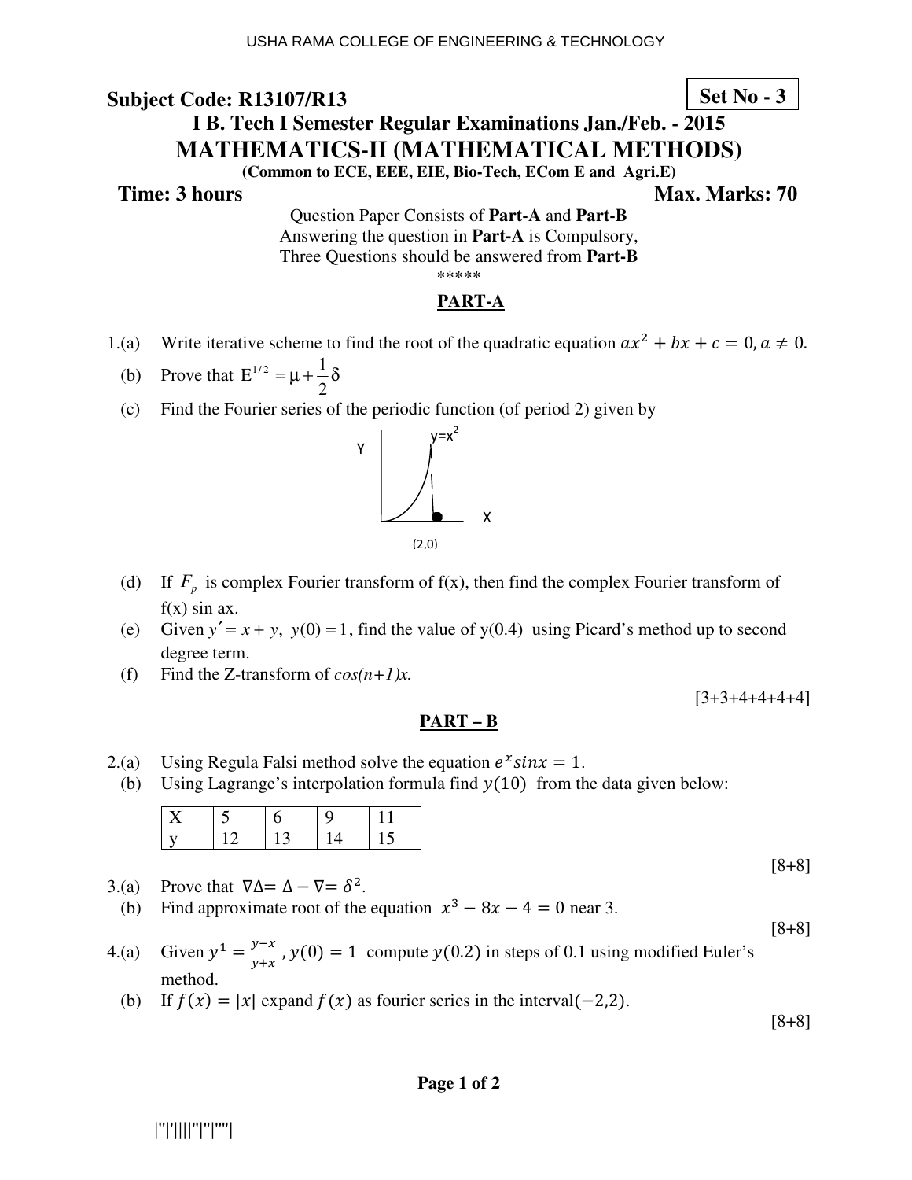USHA RAMA COLLEGE OF ENGINEERING & TECHNOLOGY

**Subject Code: R13107/R13** **Set No - 3**

## I B. Tech I Semester Regular Examinations Jan./Feb. - 2015

## MATHEMATICS-II (MATHEMATICAL METHODS)

**(Common to ECE, EEE, EIE, Bio-Tech, ECom E and Agri.E)**

**Time: 3 hours** **Max. Marks: 70**

Question Paper Consists of **Part-A** and **Part-B**
Answering the question in **Part-A** is Compulsory,
Three Questions should be answered from **Part-B**

*****

### PART-A

1.(a) Write iterative scheme to find the root of the quadratic equation $ax^2 + bx + c = 0, a \neq 0.$

(b) Prove that $E^{1/2} = \mu + \frac{1}{2}\delta$

(c) Find the Fourier series of the periodic function (of period 2) given by

Y, $y=x^2$, X, (2,0)

(d) If $F_p$ is complex Fourier transform of f(x), then find the complex Fourier transform of f(x) sin ax.

(e) Given $y' = x + y,\ y(0) = 1$, find the value of y(0.4) using Picard's method up to second degree term.

(f) Find the Z-transform of *cos(n+1)x.*

[3+3+4+4+4+4]

### PART – B

2.(a) Using Regula Falsi method solve the equation $e^x sin x = 1$.

(b) Using Lagrange's interpolation formula find $y(10)$ from the data given below:

| X | 5 | 6 | 9 | 11 |
|---|---|---|---|---|
| y | 12 | 13 | 14 | 15 |

[8+8]

3.(a) Prove that $\nabla\Delta = \Delta - \nabla = \delta^2$.

(b) Find approximate root of the equation $x^3 - 8x - 4 = 0$ near 3.

[8+8]

4.(a) Given $y^1 = \frac{y-x}{y+x}, y(0) = 1$ compute $y(0.2)$ in steps of 0.1 using modified Euler's method.

(b) If $f(x) = |x|$ expand $f(x)$ as fourier series in the interval$(-2,2)$.

[8+8]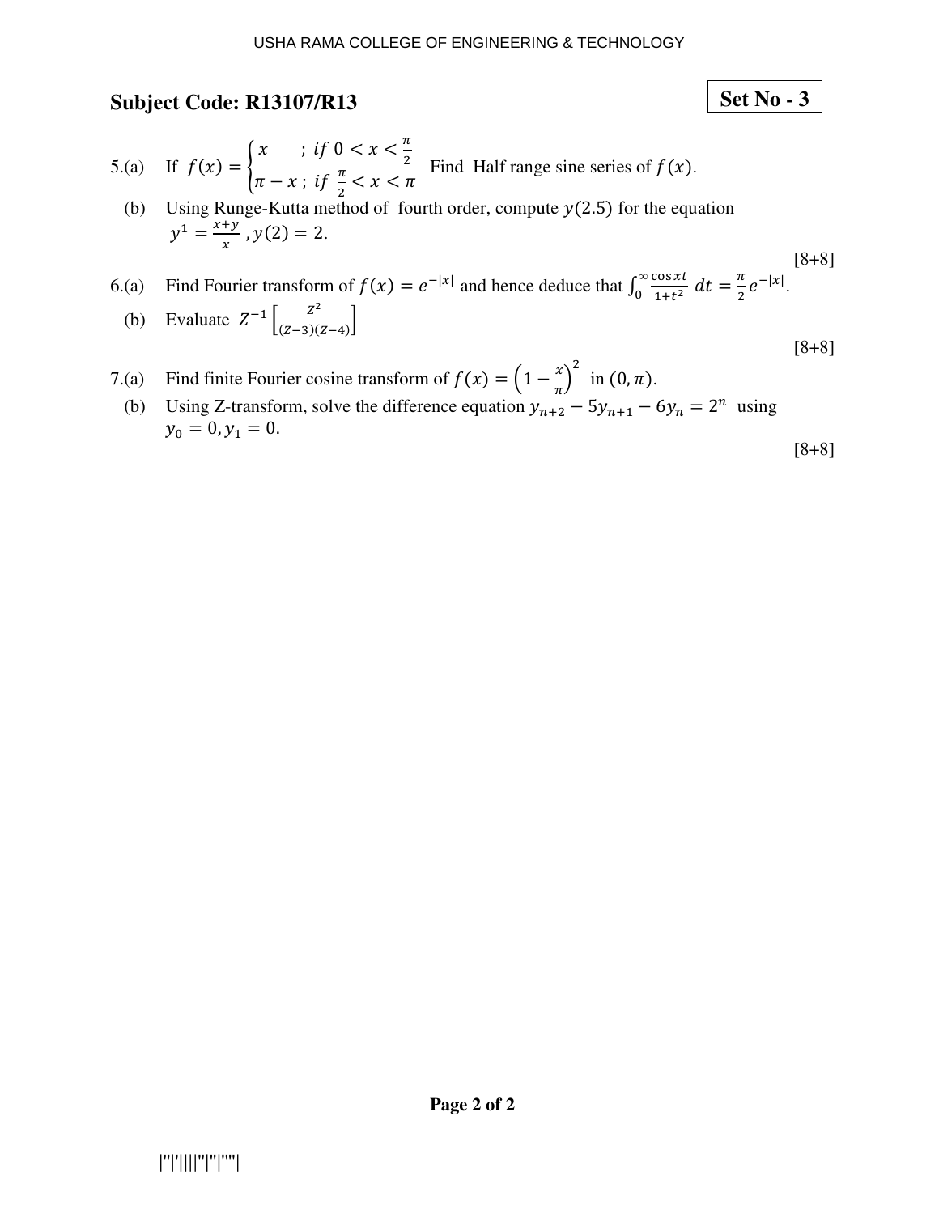## Subject Code: R13107/R13

**Set No - 3**

5.(a) If $f(x) = \begin{cases} x & ; \text{ if } 0 < x < \frac{\pi}{2} \\ \pi - x ; & \text{ if } \frac{\pi}{2} < x < \pi \end{cases}$ Find Half range sine series of $f(x)$.

(b) Using Runge-Kutta method of fourth order, compute $y(2.5)$ for the equation $y^1 = \frac{x+y}{x}$ , $y(2) = 2$.

[8+8]

6.(a) Find Fourier transform of $f(x) = e^{-|x|}$ and hence deduce that $\int_0^\infty \frac{\cos xt}{1+t^2}\, dt = \frac{\pi}{2} e^{-|x|}$.

(b) Evaluate $Z^{-1}\left[\frac{Z^2}{(Z-3)(Z-4)}\right]$

[8+8]

7.(a) Find finite Fourier cosine transform of $f(x) = \left(1 - \frac{x}{\pi}\right)^2$ in $(0, \pi)$.

(b) Using Z-transform, solve the difference equation $y_{n+2} - 5y_{n+1} - 6y_n = 2^n$ using $y_0 = 0, y_1 = 0$.

[8+8]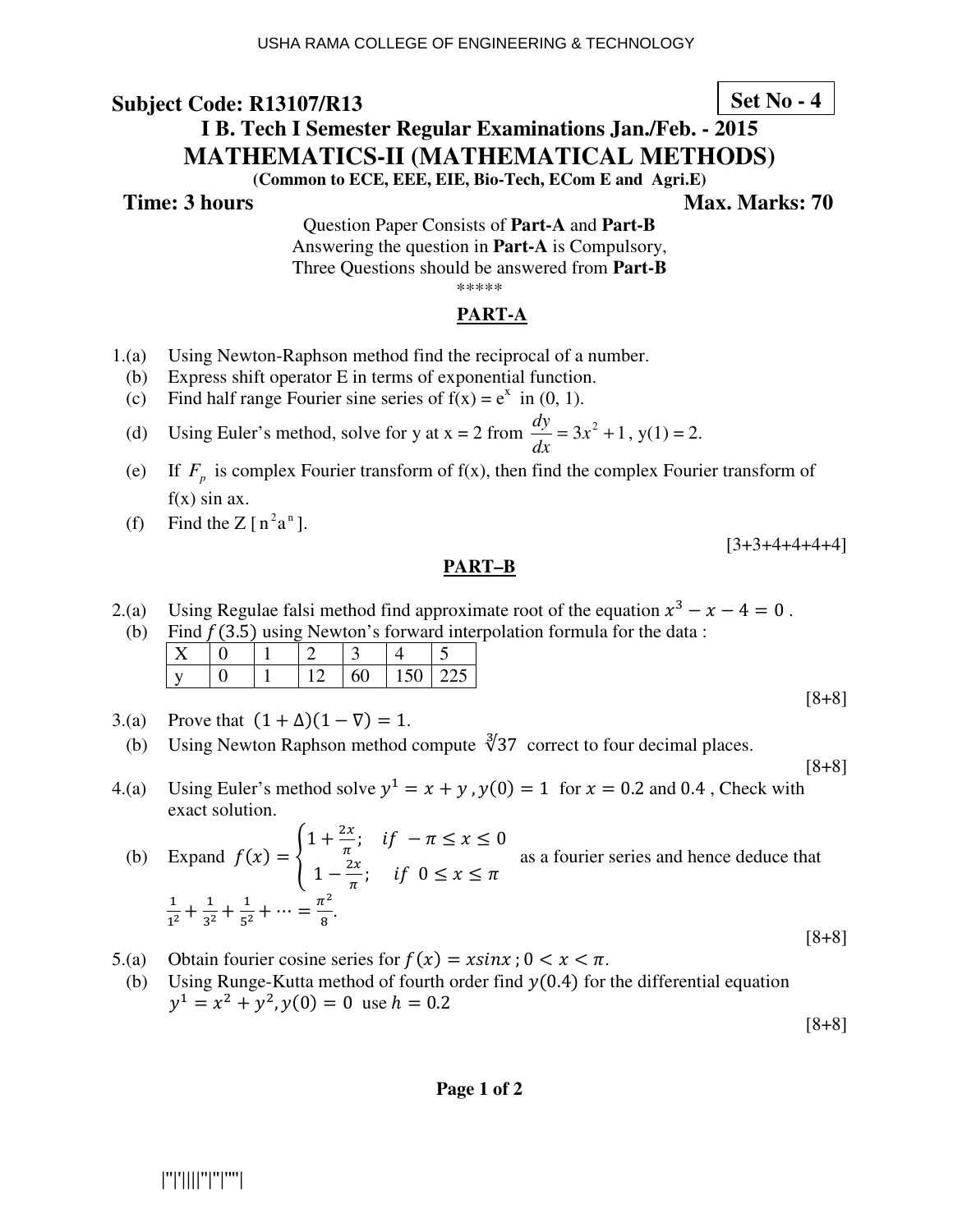USHA RAMA COLLEGE OF ENGINEERING & TECHNOLOGY

**Subject Code: R13107/R13**

**Set No - 4**

## I B. Tech I Semester Regular Examinations Jan./Feb. - 2015

## MATHEMATICS-II (MATHEMATICAL METHODS)

**(Common to ECE, EEE, EIE, Bio-Tech, ECom E and Agri.E)**

**Time: 3 hours** **Max. Marks: 70**

Question Paper Consists of **Part-A** and **Part-B**
Answering the question in **Part-A** is Compulsory,
Three Questions should be answered from **Part-B**

*****

### PART-A

1.(a) Using Newton-Raphson method find the reciprocal of a number.

(b) Express shift operator E in terms of exponential function.

(c) Find half range Fourier sine series of $f(x) = e^x$ in (0, 1).

(d) Using Euler's method, solve for y at x = 2 from $\frac{dy}{dx} = 3x^2 + 1$, y(1) = 2.

(e) If $F_p$ is complex Fourier transform of f(x), then find the complex Fourier transform of f(x) sin ax.

(f) Find the Z [ $n^2a^n$ ].

[3+3+4+4+4+4]

### PART–B

2.(a) Using Regulae falsi method find approximate root of the equation $x^3 - x - 4 = 0$ .

(b) Find $f(3.5)$ using Newton's forward interpolation formula for the data :

| X | 0 | 1 | 2 | 3 | 4 | 5 |
|---|---|---|---|---|---|---|
| y | 0 | 1 | 12 | 60 | 150 | 225 |

[8+8]

3.(a) Prove that $(1 + \Delta)(1 - \nabla) = 1$.

(b) Using Newton Raphson method compute $\sqrt[3]{37}$ correct to four decimal places.

[8+8]

4.(a) Using Euler's method solve $y^1 = x + y$ , $y(0) = 1$ for $x = 0.2$ and 0.4 , Check with exact solution.

(b) Expand $f(x) = \begin{cases} 1 + \frac{2x}{\pi}; & if\ -\pi \le x \le 0 \\ 1 - \frac{2x}{\pi}; & if\ \ 0 \le x \le \pi \end{cases}$ as a fourier series and hence deduce that $\frac{1}{1^2} + \frac{1}{3^2} + \frac{1}{5^2} + \cdots = \frac{\pi^2}{8}$.

[8+8]

5.(a) Obtain fourier cosine series for $f(x) = x\sin x$ ; $0 < x < \pi$.

(b) Using Runge-Kutta method of fourth order find $y(0.4)$ for the differential equation $y^1 = x^2 + y^2, y(0) = 0$ use $h = 0.2$

[8+8]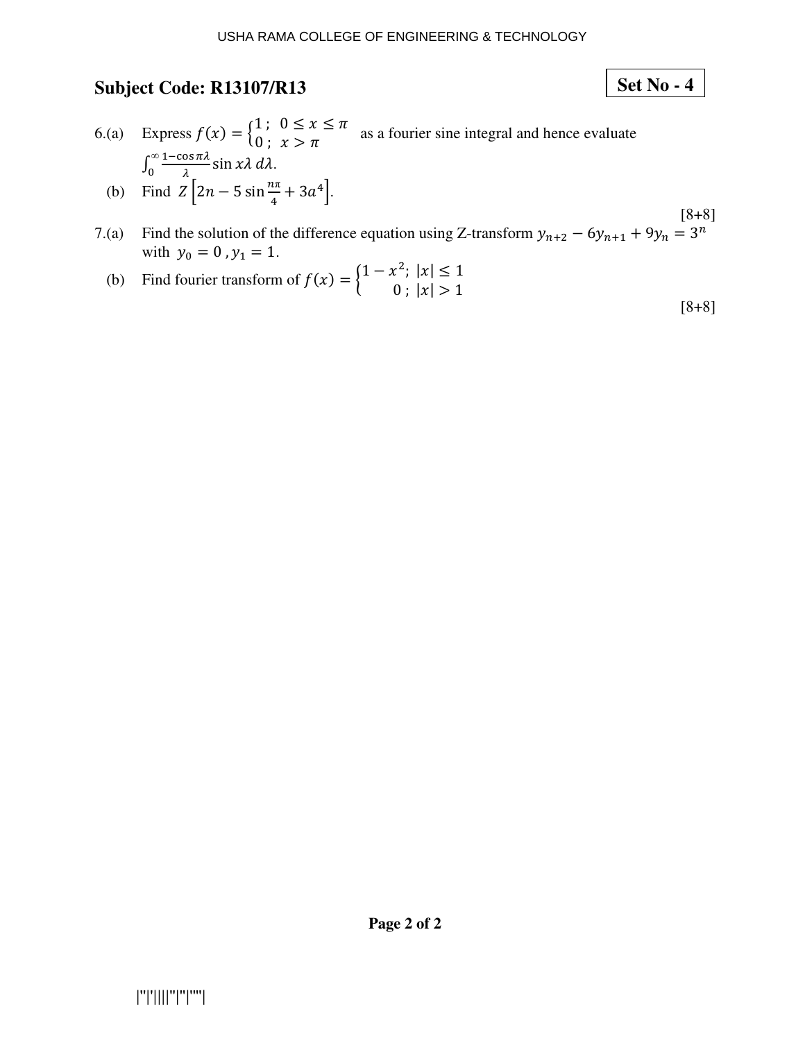**Subject Code: R13107/R13**

**Set No - 4**

6.(a) Express $f(x) = \begin{cases} 1\,; & 0 \le x \le \pi \\ 0\,; & x > \pi \end{cases}$ as a fourier sine integral and hence evaluate $\int_0^\infty \frac{1-\cos \pi\lambda}{\lambda} \sin x\lambda \, d\lambda$.

(b) Find $Z\left[2n - 5\sin\frac{n\pi}{4} + 3a^4\right]$.

[8+8]

7.(a) Find the solution of the difference equation using Z-transform $y_{n+2} - 6y_{n+1} + 9y_n = 3^n$ with $y_0 = 0\,, y_1 = 1$.

(b) Find fourier transform of $f(x) = \begin{cases} 1 - x^2; & |x| \le 1 \\ 0\,; & |x| > 1 \end{cases}$

[8+8]